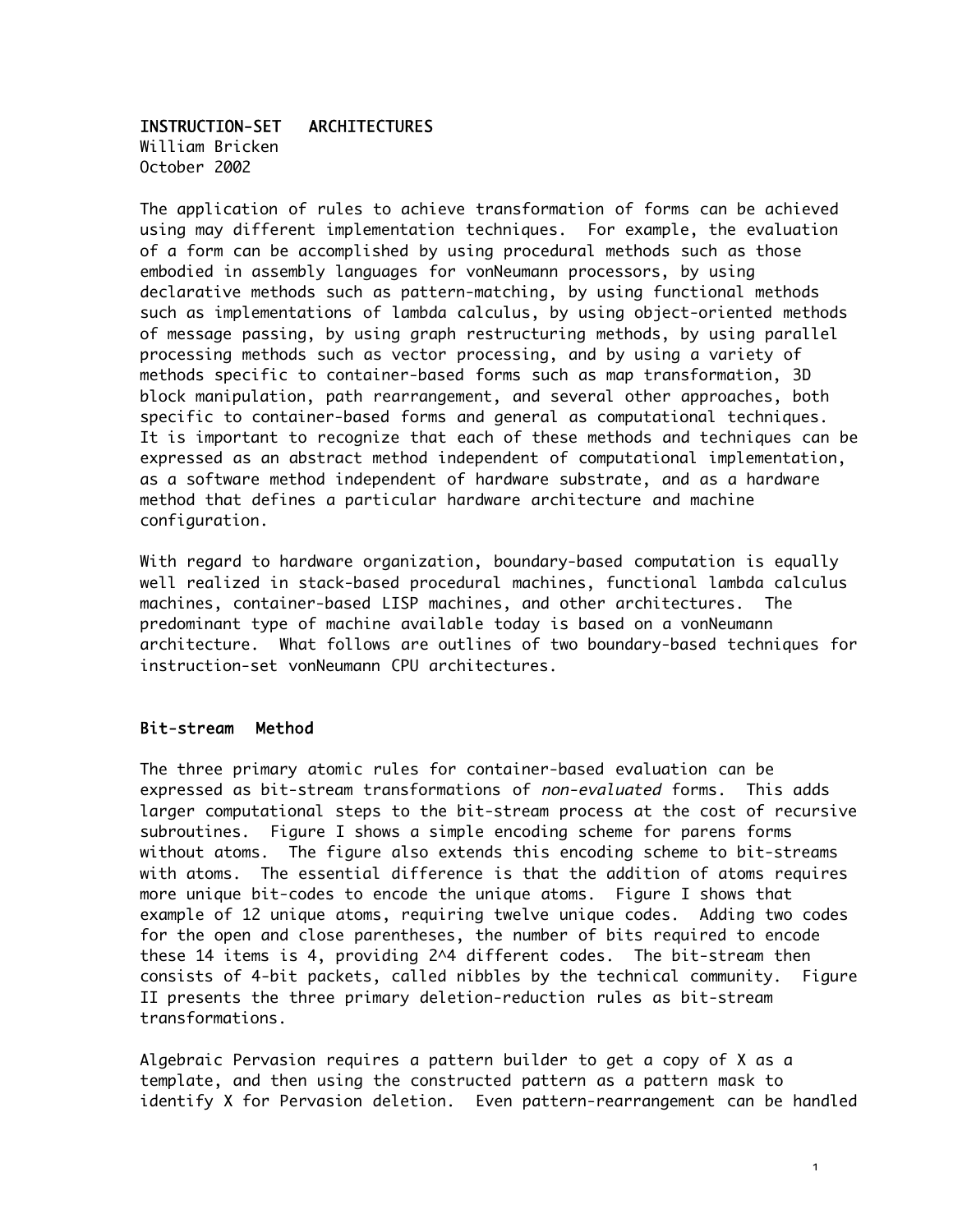# INSTRUCTION-SET ARCHITECTURES

William Bricken
October 2002

The application of rules to achieve transformation of forms can be achieved using may different implementation techniques. For example, the evaluation of a form can be accomplished by using procedural methods such as those embodied in assembly languages for vonNeumann processors, by using declarative methods such as pattern-matching, by using functional methods such as implementations of lambda calculus, by using object-oriented methods of message passing, by using graph restructuring methods, by using parallel processing methods such as vector processing, and by using a variety of methods specific to container-based forms such as map transformation, 3D block manipulation, path rearrangement, and several other approaches, both specific to container-based forms and general as computational techniques. It is important to recognize that each of these methods and techniques can be expressed as an abstract method independent of computational implementation, as a software method independent of hardware substrate, and as a hardware method that defines a particular hardware architecture and machine configuration.

With regard to hardware organization, boundary-based computation is equally well realized in stack-based procedural machines, functional lambda calculus machines, container-based LISP machines, and other architectures. The predominant type of machine available today is based on a vonNeumann architecture. What follows are outlines of two boundary-based techniques for instruction-set vonNeumann CPU architectures.

## Bit-stream Method

The three primary atomic rules for container-based evaluation can be expressed as bit-stream transformations of *non-evaluated* forms. This adds larger computational steps to the bit-stream process at the cost of recursive subroutines. Figure I shows a simple encoding scheme for parens forms without atoms. The figure also extends this encoding scheme to bit-streams with atoms. The essential difference is that the addition of atoms requires more unique bit-codes to encode the unique atoms. Figure I shows that example of 12 unique atoms, requiring twelve unique codes. Adding two codes for the open and close parentheses, the number of bits required to encode these 14 items is 4, providing 2^4 different codes. The bit-stream then consists of 4-bit packets, called nibbles by the technical community. Figure II presents the three primary deletion-reduction rules as bit-stream transformations.

Algebraic Pervasion requires a pattern builder to get a copy of X as a template, and then using the constructed pattern as a pattern mask to identify X for Pervasion deletion. Even pattern-rearrangement can be handled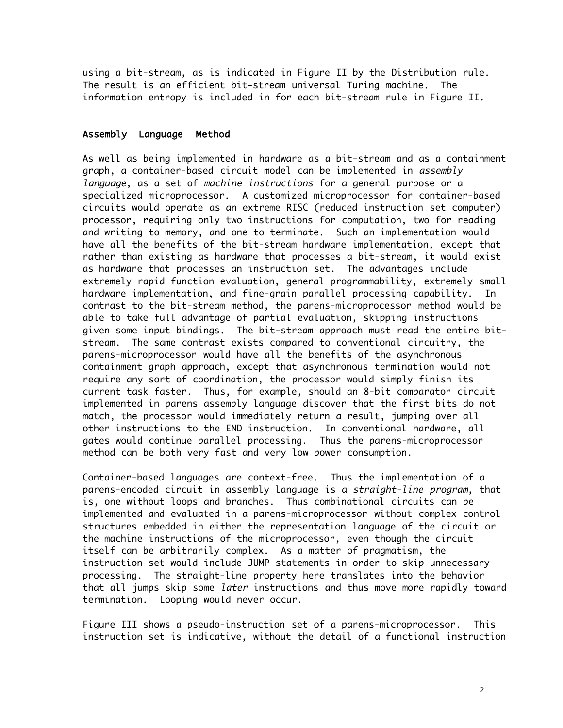using a bit-stream, as is indicated in Figure II by the Distribution rule. The result is an efficient bit-stream universal Turing machine. The information entropy is included in for each bit-stream rule in Figure II.

## Assembly Language Method

As well as being implemented in hardware as a bit-stream and as a containment graph, a container-based circuit model can be implemented in *assembly language*, as a set of *machine instructions* for a general purpose or a specialized microprocessor. A customized microprocessor for container-based circuits would operate as an extreme RISC (reduced instruction set computer) processor, requiring only two instructions for computation, two for reading and writing to memory, and one to terminate. Such an implementation would have all the benefits of the bit-stream hardware implementation, except that rather than existing as hardware that processes a bit-stream, it would exist as hardware that processes an instruction set. The advantages include extremely rapid function evaluation, general programmability, extremely small hardware implementation, and fine-grain parallel processing capability. In contrast to the bit-stream method, the parens-microprocessor method would be able to take full advantage of partial evaluation, skipping instructions given some input bindings. The bit-stream approach must read the entire bit-stream. The same contrast exists compared to conventional circuitry, the parens-microprocessor would have all the benefits of the asynchronous containment graph approach, except that asynchronous termination would not require any sort of coordination, the processor would simply finish its current task faster. Thus, for example, should an 8-bit comparator circuit implemented in parens assembly language discover that the first bits do not match, the processor would immediately return a result, jumping over all other instructions to the END instruction. In conventional hardware, all gates would continue parallel processing. Thus the parens-microprocessor method can be both very fast and very low power consumption.

Container-based languages are context-free. Thus the implementation of a parens-encoded circuit in assembly language is a *straight-line program*, that is, one without loops and branches. Thus combinational circuits can be implemented and evaluated in a parens-microprocessor without complex control structures embedded in either the representation language of the circuit or the machine instructions of the microprocessor, even though the circuit itself can be arbitrarily complex. As a matter of pragmatism, the instruction set would include JUMP statements in order to skip unnecessary processing. The straight-line property here translates into the behavior that all jumps skip some *later* instructions and thus move more rapidly toward termination. Looping would never occur.

Figure III shows a pseudo-instruction set of a parens-microprocessor. This instruction set is indicative, without the detail of a functional instruction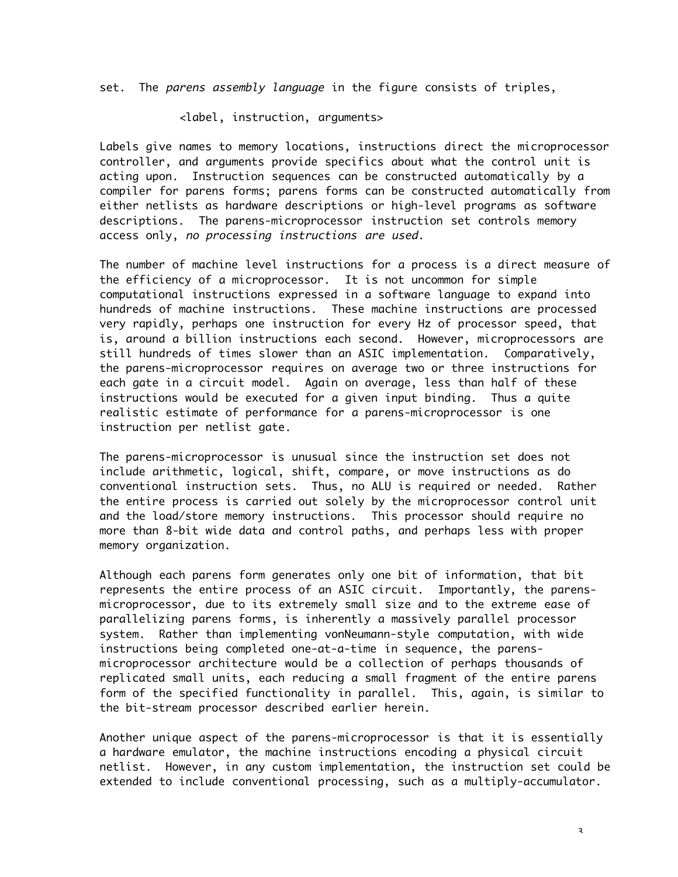set. The *parens assembly language* in the figure consists of triples,

<label, instruction, arguments>

Labels give names to memory locations, instructions direct the microprocessor controller, and arguments provide specifics about what the control unit is acting upon. Instruction sequences can be constructed automatically by a compiler for parens forms; parens forms can be constructed automatically from either netlists as hardware descriptions or high-level programs as software descriptions. The parens-microprocessor instruction set controls memory access only, *no processing instructions are used*.

The number of machine level instructions for a process is a direct measure of the efficiency of a microprocessor. It is not uncommon for simple computational instructions expressed in a software language to expand into hundreds of machine instructions. These machine instructions are processed very rapidly, perhaps one instruction for every Hz of processor speed, that is, around a billion instructions each second. However, microprocessors are still hundreds of times slower than an ASIC implementation. Comparatively, the parens-microprocessor requires on average two or three instructions for each gate in a circuit model. Again on average, less than half of these instructions would be executed for a given input binding. Thus a quite realistic estimate of performance for a parens-microprocessor is one instruction per netlist gate.

The parens-microprocessor is unusual since the instruction set does not include arithmetic, logical, shift, compare, or move instructions as do conventional instruction sets. Thus, no ALU is required or needed. Rather the entire process is carried out solely by the microprocessor control unit and the load/store memory instructions. This processor should require no more than 8-bit wide data and control paths, and perhaps less with proper memory organization.

Although each parens form generates only one bit of information, that bit represents the entire process of an ASIC circuit. Importantly, the parens-microprocessor, due to its extremely small size and to the extreme ease of parallelizing parens forms, is inherently a massively parallel processor system. Rather than implementing vonNeumann-style computation, with wide instructions being completed one-at-a-time in sequence, the parens-microprocessor architecture would be a collection of perhaps thousands of replicated small units, each reducing a small fragment of the entire parens form of the specified functionality in parallel. This, again, is similar to the bit-stream processor described earlier herein.

Another unique aspect of the parens-microprocessor is that it is essentially a hardware emulator, the machine instructions encoding a physical circuit netlist. However, in any custom implementation, the instruction set could be extended to include conventional processing, such as a multiply-accumulator.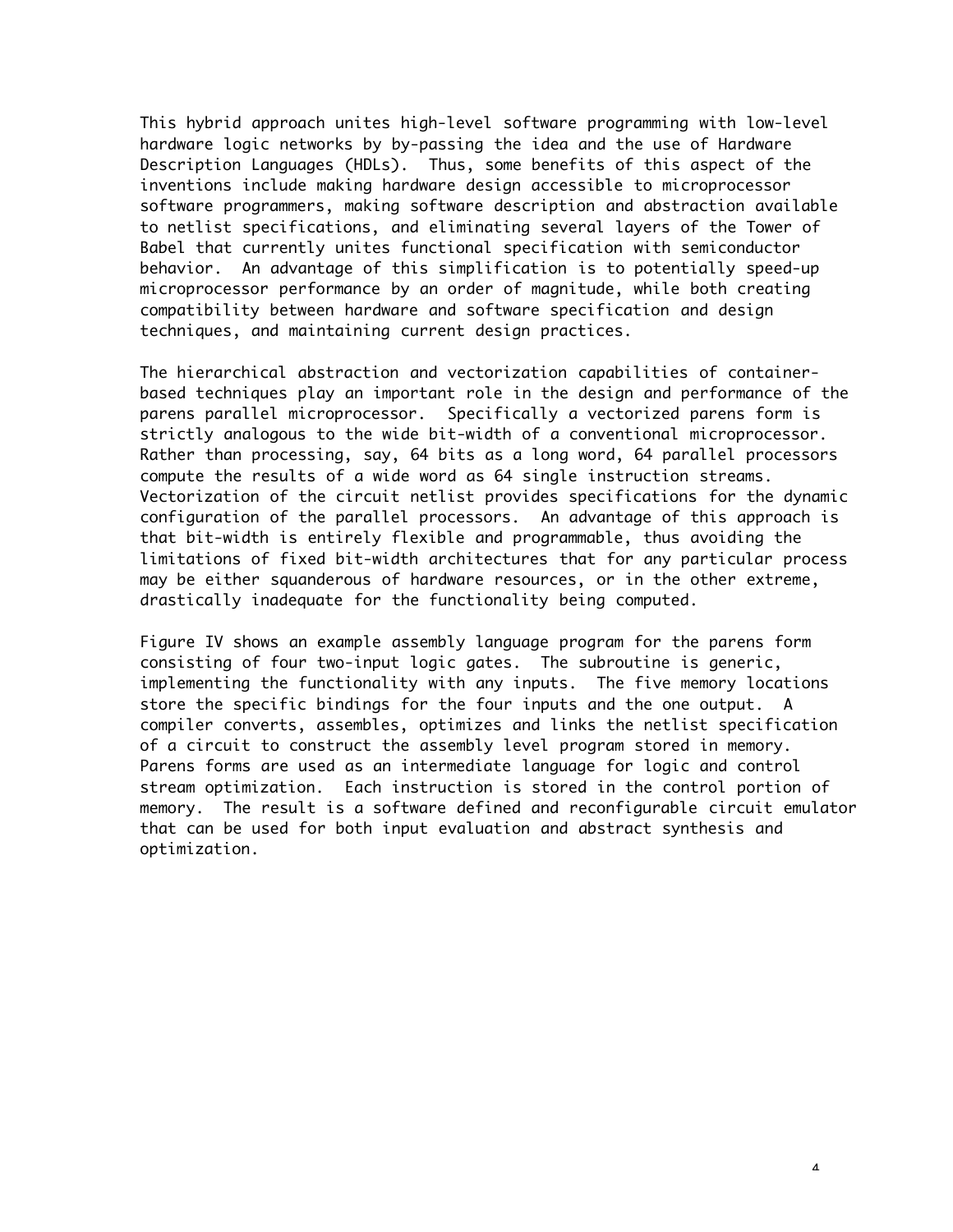This hybrid approach unites high-level software programming with low-level hardware logic networks by by-passing the idea and the use of Hardware Description Languages (HDLs). Thus, some benefits of this aspect of the inventions include making hardware design accessible to microprocessor software programmers, making software description and abstraction available to netlist specifications, and eliminating several layers of the Tower of Babel that currently unites functional specification with semiconductor behavior. An advantage of this simplification is to potentially speed-up microprocessor performance by an order of magnitude, while both creating compatibility between hardware and software specification and design techniques, and maintaining current design practices.

The hierarchical abstraction and vectorization capabilities of container-based techniques play an important role in the design and performance of the parens parallel microprocessor. Specifically a vectorized parens form is strictly analogous to the wide bit-width of a conventional microprocessor. Rather than processing, say, 64 bits as a long word, 64 parallel processors compute the results of a wide word as 64 single instruction streams. Vectorization of the circuit netlist provides specifications for the dynamic configuration of the parallel processors. An advantage of this approach is that bit-width is entirely flexible and programmable, thus avoiding the limitations of fixed bit-width architectures that for any particular process may be either squanderous of hardware resources, or in the other extreme, drastically inadequate for the functionality being computed.

Figure IV shows an example assembly language program for the parens form consisting of four two-input logic gates. The subroutine is generic, implementing the functionality with any inputs. The five memory locations store the specific bindings for the four inputs and the one output. A compiler converts, assembles, optimizes and links the netlist specification of a circuit to construct the assembly level program stored in memory. Parens forms are used as an intermediate language for logic and control stream optimization. Each instruction is stored in the control portion of memory. The result is a software defined and reconfigurable circuit emulator that can be used for both input evaluation and abstract synthesis and optimization.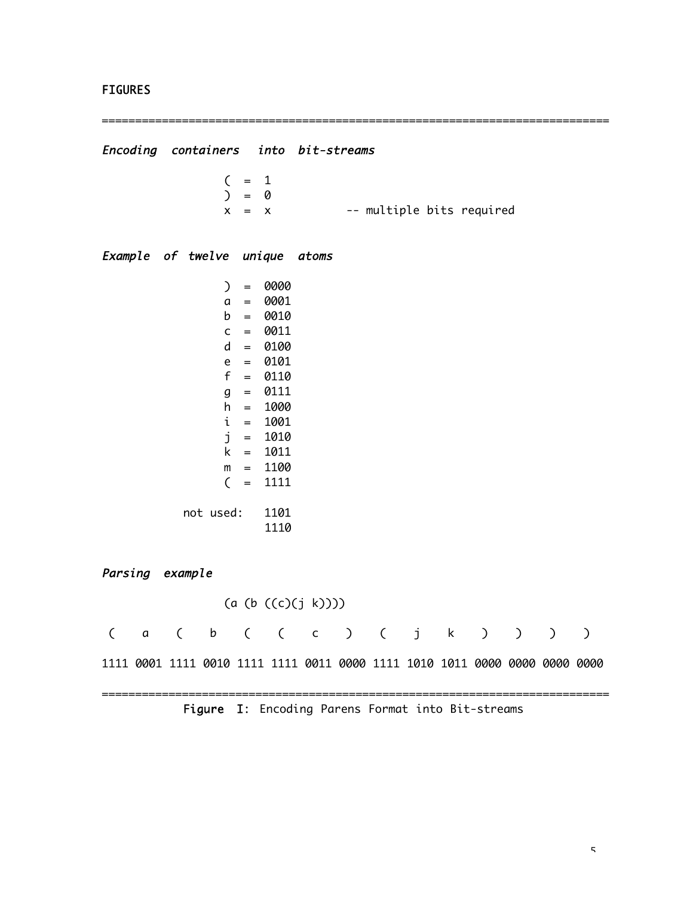# FIGURES

---

*Encoding containers into bit-streams*

```
( = 1
) = 0
x = x          -- multiple bits required
```

*Example of twelve unique atoms*

```
        ) = 0000
        a = 0001
        b = 0010
        c = 0011
        d = 0100
        e = 0101
        f = 0110
        g = 0111
        h = 1000
        i = 1001
        j = 1010
        k = 1011
        m = 1100
        ( = 1111

not used:   1101
            1110
```

*Parsing example*

```
(a (b ((c)(j k))))

 (    a    (    b    (    (    c    )    (    j    k    )    )    )    )

1111 0001 1111 0010 1111 1111 0011 0000 1111 1010 1011 0000 0000 0000 0000
```

---

Figure I: Encoding Parens Format into Bit-streams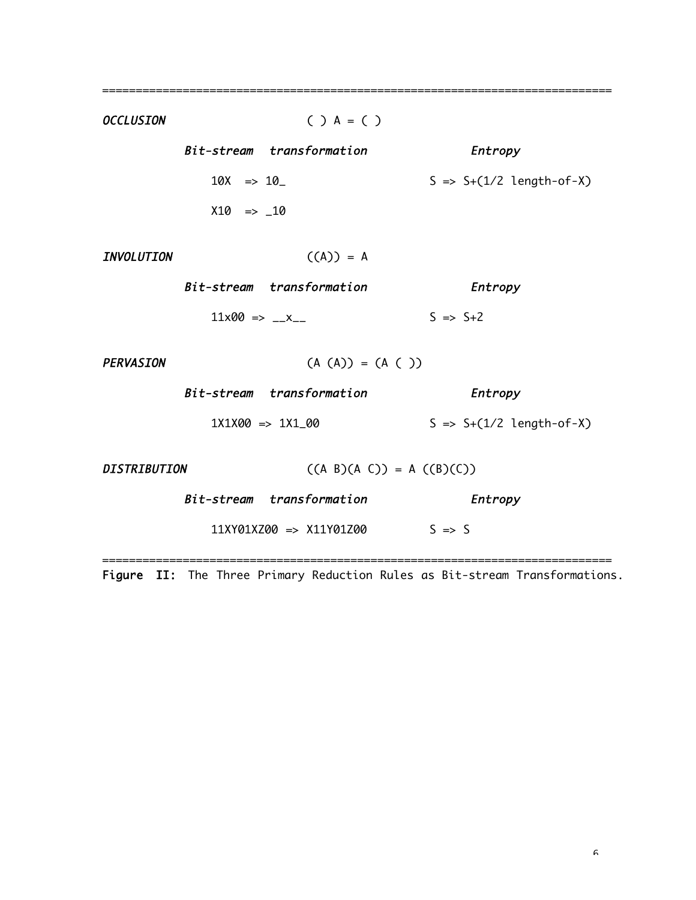===========================================================================

```
OCCLUSION                    ( ) A = ( )

          Bit-stream  transformation              Entropy

              10X  => 10_                     S => S+(1/2 length-of-X)

              X10  => _10

INVOLUTION                   ((A)) = A

          Bit-stream  transformation              Entropy

              11x00 => __x__                  S => S+2

PERVASION                    (A (A)) = (A ( ))

          Bit-stream  transformation              Entropy

              1X1X00 => 1X1_00                S => S+(1/2 length-of-X)

DISTRIBUTION                 ((A B)(A C)) = A ((B)(C))

          Bit-stream  transformation              Entropy

              11XY01XZ00 => X11Y01Z00         S => S
```

===========================================================================

**Figure II:** The Three Primary Reduction Rules as Bit-stream Transformations.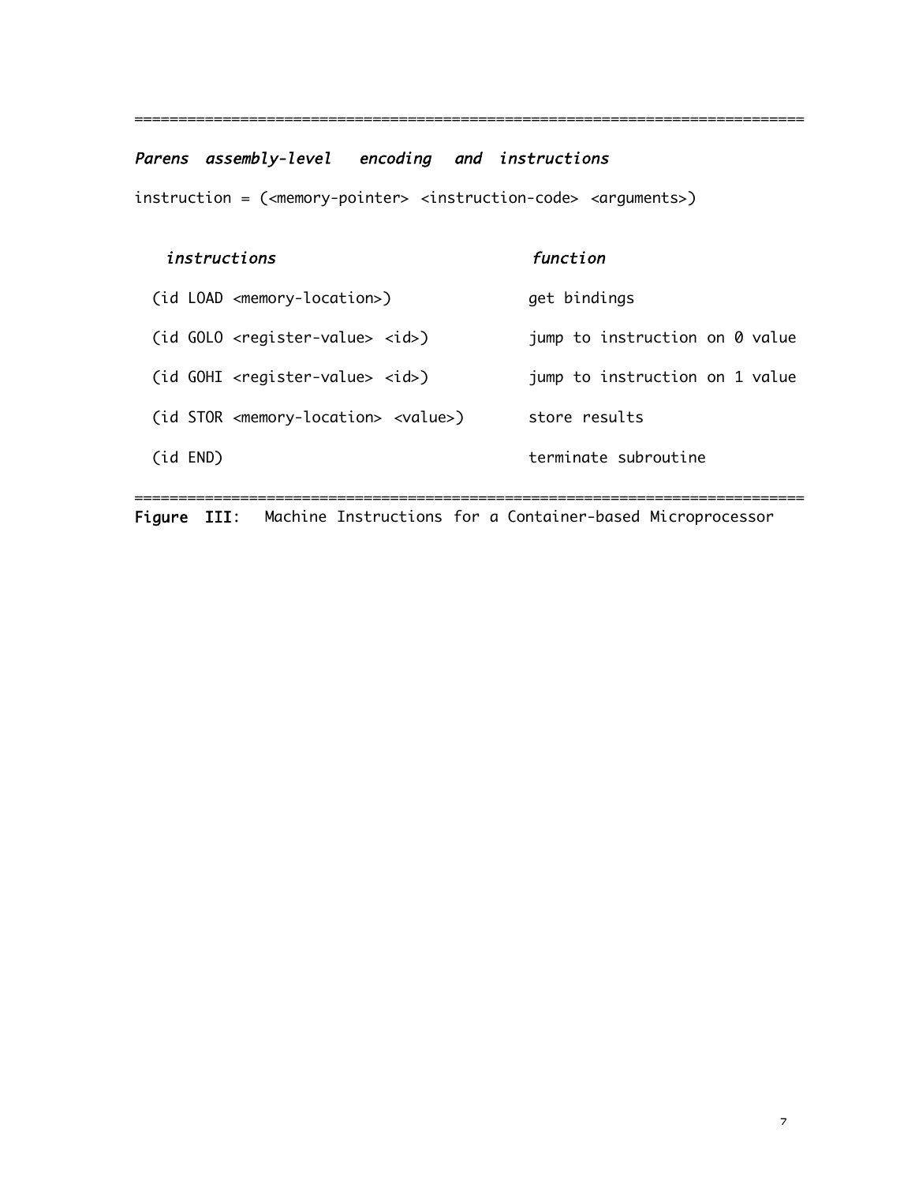================================================================

*Parens assembly-level encoding and instructions*

instruction = (<memory-pointer> <instruction-code> <arguments>)

| *instructions* | *function* |
| --- | --- |
| (id LOAD <memory-location>) | get bindings |
| (id GOLO <register-value> <id>) | jump to instruction on 0 value |
| (id GOHI <register-value> <id>) | jump to instruction on 1 value |
| (id STOR <memory-location> <value>) | store results |
| (id END) | terminate subroutine |

================================================================

**Figure III**: Machine Instructions for a Container-based Microprocessor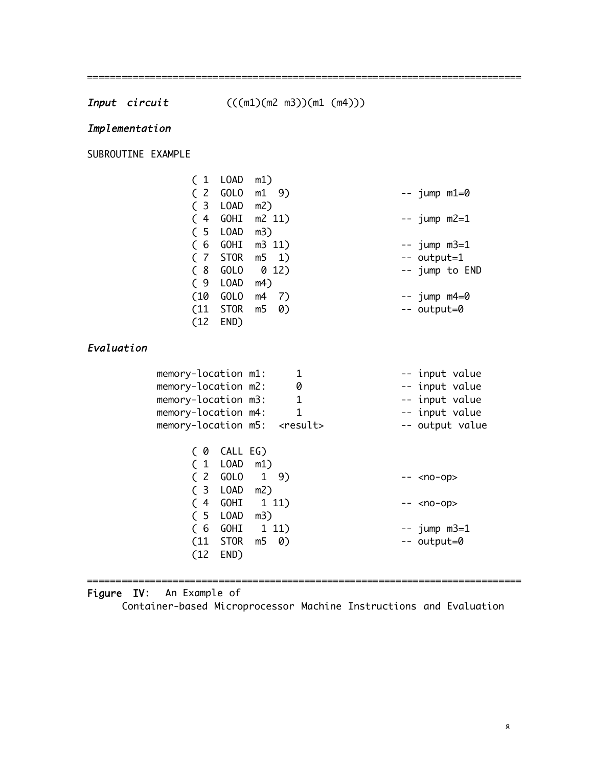*Input circuit* (((m1)(m2 m3))(m1 (m4)))

*Implementation*

SUBROUTINE EXAMPLE

```
( 1  LOAD  m1)
( 2  GOLO  m1  9)                       -- jump m1=0
( 3  LOAD  m2)
( 4  GOHI  m2 11)                       -- jump m2=1
( 5  LOAD  m3)
( 6  GOHI  m3 11)                       -- jump m3=1
( 7  STOR  m5  1)                       -- output=1
( 8  GOLO   0 12)                       -- jump to END
( 9  LOAD  m4)
(10  GOLO  m4  7)                       -- jump m4=0
(11  STOR  m5  0)                       -- output=0
(12  END)
```

*Evaluation*

```
memory-location m1:     1               -- input value
memory-location m2:     0               -- input value
memory-location m3:     1               -- input value
memory-location m4:     1               -- input value
memory-location m5:  <result>           -- output value

( 0  CALL EG)
( 1  LOAD  m1)
( 2  GOLO   1  9)                       -- <no-op>
( 3  LOAD  m2)
( 4  GOHI   1 11)                       -- <no-op>
( 5  LOAD  m3)
( 6  GOHI   1 11)                       -- jump m3=1
(11  STOR  m5  0)                       -- output=0
(12  END)
```

**Figure IV**: An Example of Container-based Microprocessor Machine Instructions and Evaluation